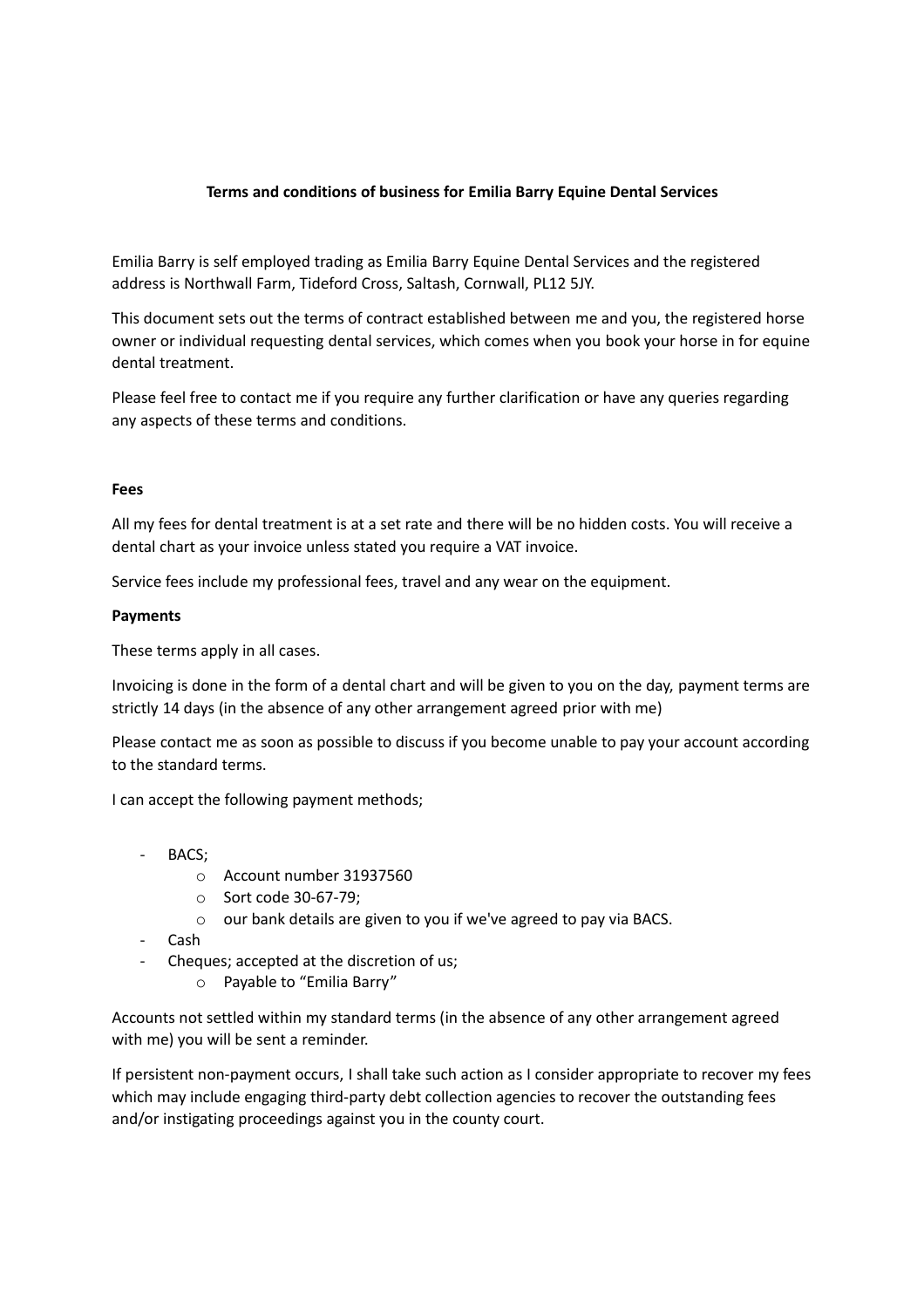**Terms and conditions of business for Emilia Barry Equine Dental Services**

Emilia Barry is self employed trading as Emilia Barry Equine Dental Services and the registered address is Northwall Farm, Tideford Cross, Saltash, Cornwall, PL12 5JY.

This document sets out the terms of contract established between me and you, the registered horse owner or individual requesting dental services, which comes when you book your horse in for equine dental treatment.

Please feel free to contact me if you require any further clarification or have any queries regarding any aspects of these terms and conditions.

**Fees**

All my fees for dental treatment is at a set rate and there will be no hidden costs. You will receive a dental chart as your invoice unless stated you require a VAT invoice.

Service fees include my professional fees, travel and any wear on the equipment.

**Payments**

These terms apply in all cases.

Invoicing is done in the form of a dental chart and will be given to you on the day, payment terms are strictly 14 days (in the absence of any other arrangement agreed prior with me)

Please contact me as soon as possible to discuss if you become unable to pay your account according to the standard terms.

I can accept the following payment methods;

- BACS;
  - Account number 31937560
  - Sort code 30-67-79;
  - our bank details are given to you if we've agreed to pay via BACS.
- Cash
- Cheques; accepted at the discretion of us;
  - Payable to "Emilia Barry"

Accounts not settled within my standard terms (in the absence of any other arrangement agreed with me) you will be sent a reminder.

If persistent non-payment occurs, I shall take such action as I consider appropriate to recover my fees which may include engaging third-party debt collection agencies to recover the outstanding fees and/or instigating proceedings against you in the county court.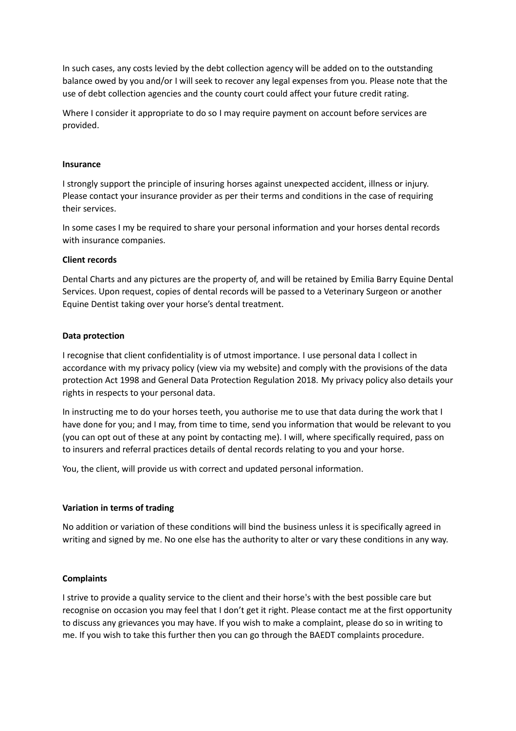In such cases, any costs levied by the debt collection agency will be added on to the outstanding balance owed by you and/or I will seek to recover any legal expenses from you. Please note that the use of debt collection agencies and the county court could affect your future credit rating.

Where I consider it appropriate to do so I may require payment on account before services are provided.

**Insurance**

I strongly support the principle of insuring horses against unexpected accident, illness or injury. Please contact your insurance provider as per their terms and conditions in the case of requiring their services.

In some cases I my be required to share your personal information and your horses dental records with insurance companies.

**Client records**

Dental Charts and any pictures are the property of, and will be retained by Emilia Barry Equine Dental Services. Upon request, copies of dental records will be passed to a Veterinary Surgeon or another Equine Dentist taking over your horse's dental treatment.

**Data protection**

I recognise that client confidentiality is of utmost importance. I use personal data I collect in accordance with my privacy policy (view via my website) and comply with the provisions of the data protection Act 1998 and General Data Protection Regulation 2018. My privacy policy also details your rights in respects to your personal data.

In instructing me to do your horses teeth, you authorise me to use that data during the work that I have done for you; and I may, from time to time, send you information that would be relevant to you (you can opt out of these at any point by contacting me). I will, where specifically required, pass on to insurers and referral practices details of dental records relating to you and your horse.

You, the client, will provide us with correct and updated personal information.

**Variation in terms of trading**

No addition or variation of these conditions will bind the business unless it is specifically agreed in writing and signed by me. No one else has the authority to alter or vary these conditions in any way.

**Complaints**

I strive to provide a quality service to the client and their horse's with the best possible care but recognise on occasion you may feel that I don't get it right. Please contact me at the first opportunity to discuss any grievances you may have. If you wish to make a complaint, please do so in writing to me. If you wish to take this further then you can go through the BAEDT complaints procedure.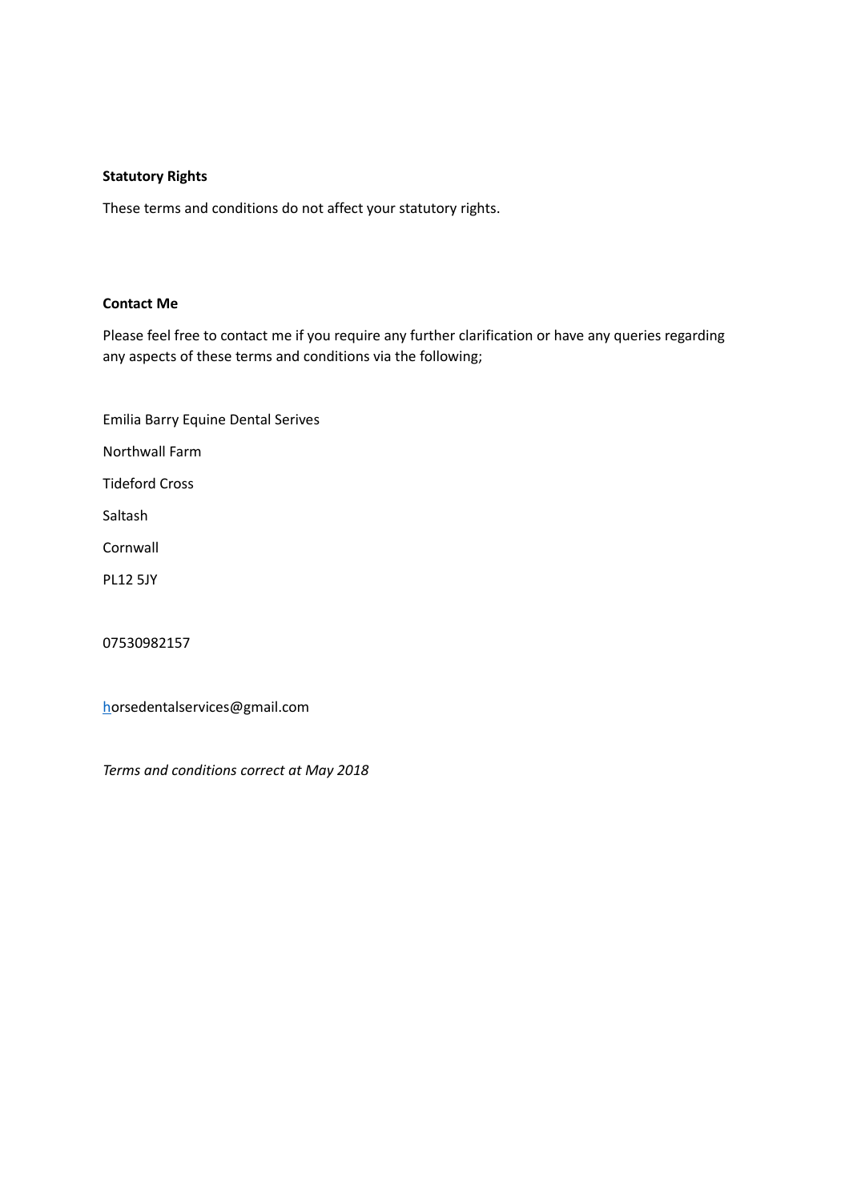**Statutory Rights**

These terms and conditions do not affect your statutory rights.

**Contact Me**

Please feel free to contact me if you require any further clarification or have any queries regarding any aspects of these terms and conditions via the following;

Emilia Barry Equine Dental Serives

Northwall Farm

Tideford Cross

Saltash

Cornwall

PL12 5JY

07530982157

horsedentalservices@gmail.com

*Terms and conditions correct at May 2018*